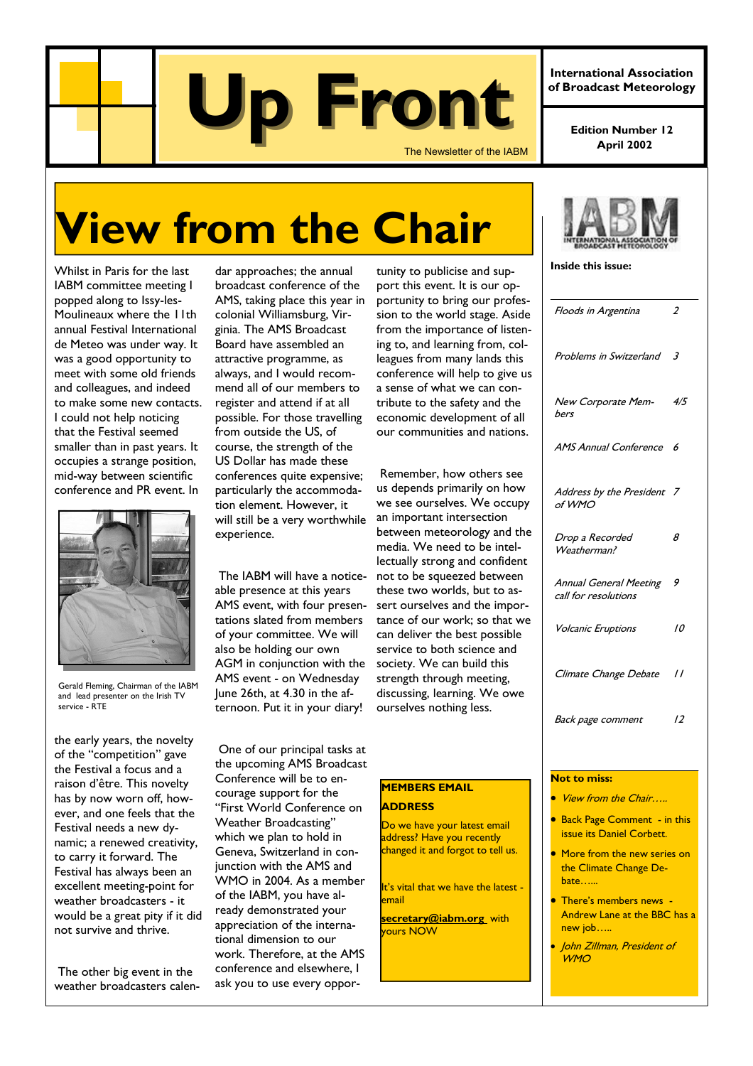# Up Front

The Newsletter of the IABM

International Association of Broadcast Meteorology

Edition Number 12
April 2002

# View from the Chair

Whilst in Paris for the last IABM committee meeting I popped along to Issy-les-Moulineaux where the 11th annual Festival International de Meteo was under way. It was a good opportunity to meet with some old friends and colleagues, and indeed to make some new contacts. I could not help noticing that the Festival seemed smaller than in past years. It occupies a strange position, mid-way between scientific conference and PR event. In the early years, the novelty of the "competition" gave the Festival a focus and a raison d'être. This novelty has by now worn off, however, and one feels that the Festival needs a new dynamic; a renewed creativity, to carry it forward. The Festival has always been an excellent meeting-point for weather broadcasters - it would be a great pity if it did not survive and thrive.

Gerald Fleming, Chairman of the IABM and lead presenter on the Irish TV service - RTE

The other big event in the weather broadcasters calendar approaches; the annual broadcast conference of the AMS, taking place this year in colonial Williamsburg, Virginia. The AMS Broadcast Board have assembled an attractive programme, as always, and I would recommend all of our members to register and attend if at all possible. For those travelling from outside the US, of course, the strength of the US Dollar has made these conferences quite expensive; particularly the accommodation element. However, it will still be a very worthwhile experience.

The IABM will have a noticeable presence at this years AMS event, with four presentations slated from members of your committee. We will also be holding our own AGM in conjunction with the AMS event - on Wednesday June 26th, at 4.30 in the afternoon. Put it in your diary!

One of our principal tasks at the upcoming AMS Broadcast Conference will be to encourage support for the "First World Conference on Weather Broadcasting" which we plan to hold in Geneva, Switzerland in conjunction with the AMS and WMO in 2004. As a member of the IABM, you have already demonstrated your appreciation of the international dimension to our work. Therefore, at the AMS conference and elsewhere, I ask you to use every opportunity to publicise and support this event. It is our opportunity to bring our profession to the world stage. Aside from the importance of listening to, and learning from, colleagues from many lands this conference will help to give us a sense of what we can contribute to the safety and the economic development of all our communities and nations.

Remember, how others see us depends primarily on how we see ourselves. We occupy an important intersection between meteorology and the media. We need to be intellectually strong and confident not to be squeezed between these two worlds, but to assert ourselves and the importance of our work; so that we can deliver the best possible service to both science and society. We can build this strength through meeting, discussing, learning. We owe ourselves nothing less.

**MEMBERS EMAIL ADDRESS**

Do we have your latest email address? Have you recently changed it and forgot to tell us.

It's vital that we have the latest - email

**secretary@iabm.org** with yours NOW

**Inside this issue:**

| | |
|---|---|
| *Floods in Argentina* | *2* |
| *Problems in Switzerland* | *3* |
| *New Corporate Members* | *4/5* |
| *AMS Annual Conference* | *6* |
| *Address by the President of WMO* | *7* |
| *Drop a Recorded Weatherman?* | *8* |
| *Annual General Meeting call for resolutions* | *9* |
| *Volcanic Eruptions* | *10* |
| *Climate Change Debate* | *11* |
| *Back page comment* | *12* |

**Not to miss:**

- *View from the Chair…..*
- Back Page Comment - in this issue its Daniel Corbett.
- More from the new series on the Climate Change Debate…...
- There's members news - Andrew Lane at the BBC has a new job…..
- *John Zillman, President of WMO*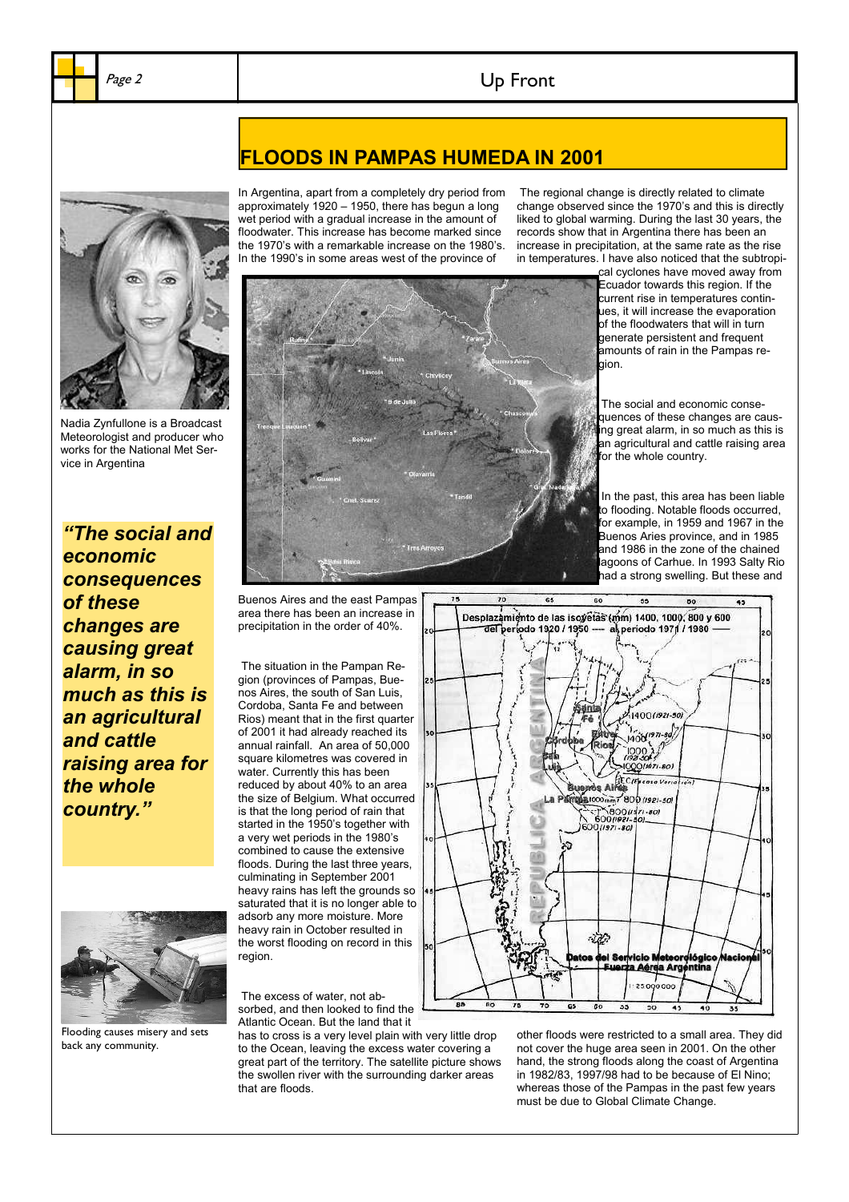# FLOODS IN PAMPAS HUMEDA IN 2001

Nadia Zynfullone is a Broadcast Meteorologist and producer who works for the National Met Service in Argentina

*"The social and economic consequences of these changes are causing great alarm, in so much as this is an agricultural and cattle raising area for the whole country."*

Flooding causes misery and sets back any community.

In Argentina, apart from a completely dry period from approximately 1920 – 1950, there has begun a long wet period with a gradual increase in the amount of floodwater. This increase has become marked since the 1970's with a remarkable increase on the 1980's. In the 1990's in some areas west of the province of Buenos Aires and the east Pampas area there has been an increase in precipitation in the order of 40%.

The situation in the Pampan Region (provinces of Pampas, Buenos Aires, the south of San Luis, Cordoba, Santa Fe and between Rios) meant that in the first quarter of 2001 it had already reached its annual rainfall. An area of 50,000 square kilometres was covered in water. Currently this has been reduced by about 40% to an area the size of Belgium. What occurred is that the long period of rain that started in the 1950's together with a very wet periods in the 1980's combined to cause the extensive floods. During the last three years, culminating in September 2001 heavy rains has left the grounds so saturated that it is no longer able to adsorb any more moisture. More heavy rain in October resulted in the worst flooding on record in this region.

The excess of water, not absorbed, and then looked to find the Atlantic Ocean. But the land that it has to cross is a very level plain with very little drop to the Ocean, leaving the excess water covering a great part of the territory. The satellite picture shows the swollen river with the surrounding darker areas that are floods.

The regional change is directly related to climate change observed since the 1970's and this is directly liked to global warming. During the last 30 years, the records show that in Argentina there has been an increase in precipitation, at the same rate as the rise in temperatures. I have also noticed that the subtropical cyclones have moved away from Ecuador towards this region. If the current rise in temperatures continues, it will increase the evaporation of the floodwaters that will in turn generate persistent and frequent amounts of rain in the Pampas region.

The social and economic consequences of these changes are causing great alarm, in so much as this is an agricultural and cattle raising area for the whole country.

In the past, this area has been liable to flooding. Notable floods occurred, for example, in 1959 and 1967 in the Buenos Aries province, and in 1985 and 1986 in the zone of the chained lagoons of Carhue. In 1993 Salty Rio had a strong swelling. But these and other floods were restricted to a small area. They did not cover the huge area seen in 2001. On the other hand, the strong floods along the coast of Argentina in 1982/83, 1997/98 had to be because of El Nino; whereas those of the Pampas in the past few years must be due to Global Climate Change.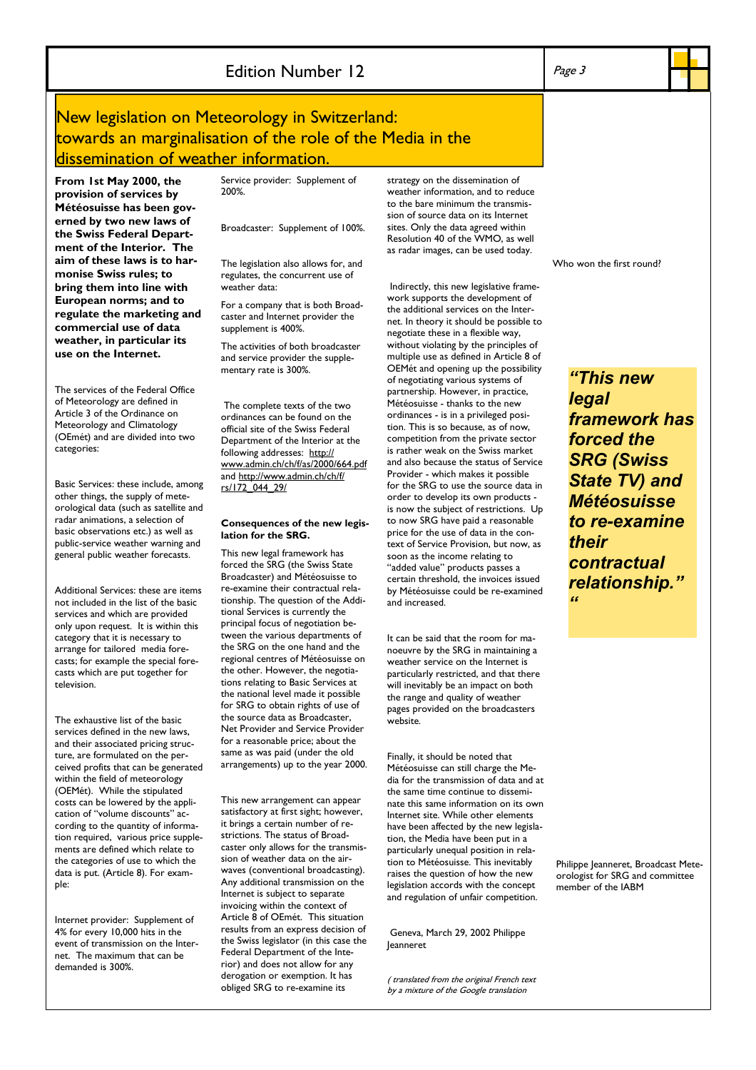# New legislation on Meteorology in Switzerland: towards an marginalisation of the role of the Media in the dissemination of weather information.

**From 1st May 2000, the provision of services by Météosuisse has been governed by two new laws of the Swiss Federal Department of the Interior. The aim of these laws is to harmonise Swiss rules; to bring them into line with European norms; and to regulate the marketing and commercial use of data weather, in particular its use on the Internet.**

The services of the Federal Office of Meteorology are defined in Article 3 of the Ordinance on Meteorology and Climatology (OEmét) and are divided into two categories:

Basic Services: these include, among other things, the supply of meteorological data (such as satellite and radar animations, a selection of basic observations etc.) as well as public-service weather warning and general public weather forecasts.

Additional Services: these are items not included in the list of the basic services and which are provided only upon request. It is within this category that it is necessary to arrange for tailored media forecasts; for example the special forecasts which are put together for television.

The exhaustive list of the basic services defined in the new laws, and their associated pricing structure, are formulated on the perceived profits that can be generated within the field of meteorology (OEMét). While the stipulated costs can be lowered by the application of "volume discounts" according to the quantity of information required, various price supplements are defined which relate to the categories of use to which the data is put. (Article 8). For example:

Internet provider: Supplement of 4% for every 10,000 hits in the event of transmission on the Internet. The maximum that can be demanded is 300%.

Service provider: Supplement of 200%.

Broadcaster: Supplement of 100%.

The legislation also allows for, and regulates, the concurrent use of weather data:

For a company that is both Broadcaster and Internet provider the supplement is 400%.

The activities of both broadcaster and service provider the supplementary rate is 300%.

The complete texts of the two ordinances can be found on the official site of the Swiss Federal Department of the Interior at the following addresses: http://www.admin.ch/ch/f/as/2000/664.pdf and http://www.admin.ch/ch/f/rs/172_044_29/

**Consequences of the new legislation for the SRG.**

This new legal framework has forced the SRG (the Swiss State Broadcaster) and Météosuisse to re-examine their contractual relationship. The question of the Additional Services is currently the principal focus of negotiation between the various departments of the SRG on the one hand and the regional centres of Météosuisse on the other. However, the negotiations relating to Basic Services at the national level made it possible for SRG to obtain rights of use of the source data as Broadcaster, Net Provider and Service Provider for a reasonable price; about the same as was paid (under the old arrangements) up to the year 2000.

This new arrangement can appear satisfactory at first sight; however, it brings a certain number of restrictions. The status of Broadcaster only allows for the transmission of weather data on the airwaves (conventional broadcasting). Any additional transmission on the Internet is subject to separate invoicing within the context of Article 8 of OEmét. This situation results from an express decision of the Swiss legislator (in this case the Federal Department of the Interior) and does not allow for any derogation or exemption. It has obliged SRG to re-examine its strategy on the dissemination of weather information, and to reduce to the bare minimum the transmission of source data on its Internet sites. Only the data agreed within Resolution 40 of the WMO, as well as radar images, can be used today.

Indirectly, this new legislative framework supports the development of the additional services on the Internet. In theory it should be possible to negotiate these in a flexible way, without violating by the principles of multiple use as defined in Article 8 of OEMét and opening up the possibility of negotiating various systems of partnership. However, in practice, Météosuisse - thanks to the new ordinances - is in a privileged position. This is so because, as of now, competition from the private sector is rather weak on the Swiss market and also because the status of Service Provider - which makes it possible for the SRG to use the source data in order to develop its own products - is now the subject of restrictions. Up to now SRG have paid a reasonable price for the use of data in the context of Service Provision, but now, as soon as the income relating to "added value" products passes a certain threshold, the invoices issued by Météosuisse could be re-examined and increased.

> ***"This new legal framework has forced the SRG (Swiss State TV) and Météosuisse to re-examine their contractual relationship."***

It can be said that the room for manoeuvre by the SRG in maintaining a weather service on the Internet is particularly restricted, and that there will inevitably be an impact on both the range and quality of weather pages provided on the broadcasters website.

Finally, it should be noted that Météosuisse can still charge the Media for the transmission of data and at the same time continue to disseminate this same information on its own Internet site. While other elements have been affected by the new legislation, the Media have been put in a particularly unequal position in relation to Météosuisse. This inevitably raises the question of how the new legislation accords with the concept and regulation of unfair competition.

Geneva, March 29, 2002 Philippe Jeanneret

*( translated from the original French text by a mixture of the Google translation*

Who won the first round?

Philippe Jeanneret, Broadcast Meteorologist for SRG and committee member of the IABM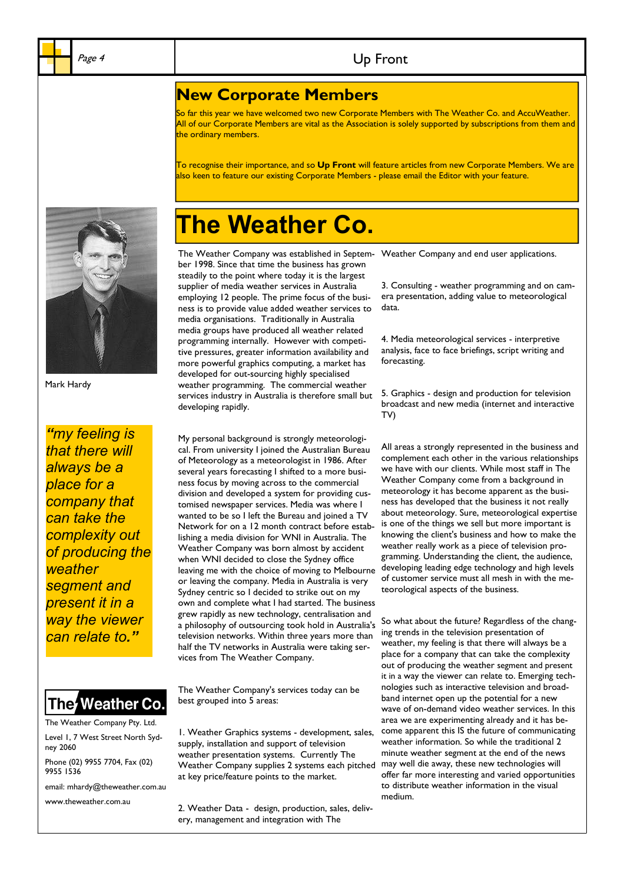## New Corporate Members

So far this year we have welcomed two new Corporate Members with The Weather Co. and AccuWeather. All of our Corporate Members are vital as the Association is solely supported by subscriptions from them and the ordinary members.

To recognise their importance, and so **Up Front** will feature articles from new Corporate Members. We are also keen to feature our existing Corporate Members - please email the Editor with your feature.

# The Weather Co.

Mark Hardy

*"my feeling is that there will always be a place for a company that can take the complexity out of producing the weather segment and present it in a way the viewer can relate to."*

The Weather Company was established in September 1998. Since that time the business has grown steadily to the point where today it is the largest supplier of media weather services in Australia employing 12 people. The prime focus of the business is to provide value added weather services to media organisations. Traditionally in Australia media groups have produced all weather related programming internally. However with competitive pressures, greater information availability and more powerful graphics computing, a market has developed for out-sourcing highly specialised weather programming. The commercial weather services industry in Australia is therefore small but developing rapidly.

My personal background is strongly meteorological. From university I joined the Australian Bureau of Meteorology as a meteorologist in 1986. After several years forecasting I shifted to a more business focus by moving across to the commercial division and developed a system for providing customised newspaper services. Media was where I wanted to be so I left the Bureau and joined a TV Network for on a 12 month contract before establishing a media division for WNI in Australia. The Weather Company was born almost by accident when WNI decided to close the Sydney office leaving me with the choice of moving to Melbourne or leaving the company. Media in Australia is very Sydney centric so I decided to strike out on my own and complete what I had started. The business grew rapidly as new technology, centralisation and a philosophy of outsourcing took hold in Australia's television networks. Within three years more than half the TV networks in Australia were taking services from The Weather Company.

The Weather Company's services today can be best grouped into 5 areas:

1. Weather Graphics systems - development, sales, supply, installation and support of television weather presentation systems. Currently The Weather Company supplies 2 systems each pitched at key price/feature points to the market.

2. Weather Data - design, production, sales, delivery, management and integration with The Weather Company and end user applications.

3. Consulting - weather programming and on camera presentation, adding value to meteorological data.

4. Media meteorological services - interpretive analysis, face to face briefings, script writing and forecasting.

5. Graphics - design and production for television broadcast and new media (internet and interactive TV)

All areas a strongly represented in the business and complement each other in the various relationships we have with our clients. While most staff in The Weather Company come from a background in meteorology it has become apparent as the business has developed that the business it not really about meteorology. Sure, meteorological expertise is one of the things we sell but more important is knowing the client's business and how to make the weather really work as a piece of television programming. Understanding the client, the audience, developing leading edge technology and high levels of customer service must all mesh in with the meteorological aspects of the business.

So what about the future? Regardless of the changing trends in the television presentation of weather, my feeling is that there will always be a place for a company that can take the complexity out of producing the weather segment and present it in a way the viewer can relate to. Emerging technologies such as interactive television and broadband internet open up the potential for a new wave of on-demand video weather services. In this area we are experimenting already and it has become apparent this IS the future of communicating weather information. So while the traditional 2 minute weather segment at the end of the news may well die away, these new technologies will offer far more interesting and varied opportunities to distribute weather information in the visual medium.

**The Weather Co.**

The Weather Company Pty. Ltd.

Level 1, 7 West Street North Sydney 2060

Phone (02) 9955 7704, Fax (02) 9955 1536

email: mhardy@theweather.com.au

www.theweather.com.au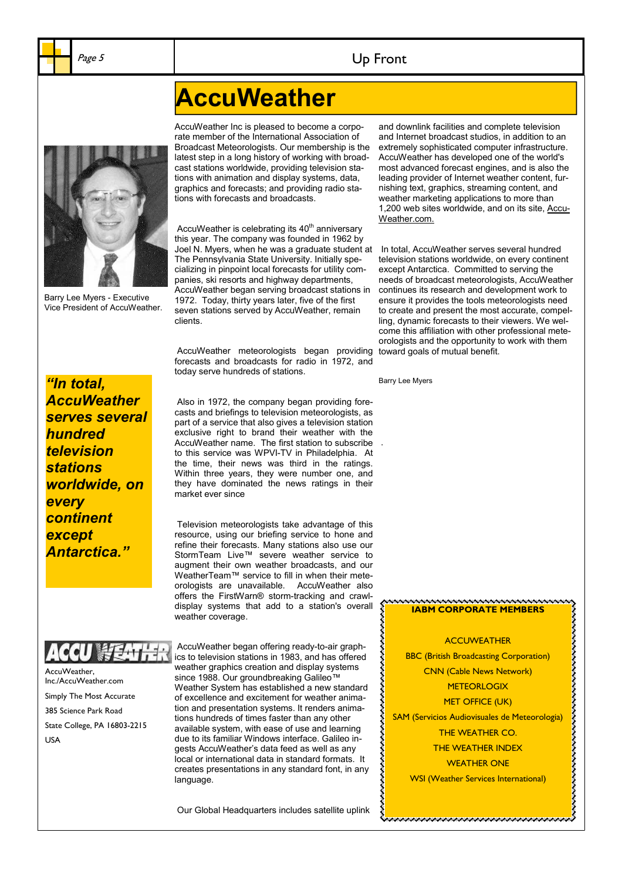# AccuWeather

Barry Lee Myers - Executive Vice President of AccuWeather.

AccuWeather Inc is pleased to become a corporate member of the International Association of Broadcast Meteorologists. Our membership is the latest step in a long history of working with broadcast stations worldwide, providing television stations with animation and display systems, data, graphics and forecasts; and providing radio stations with forecasts and broadcasts.

AccuWeather is celebrating its 40th anniversary this year. The company was founded in 1962 by Joel N. Myers, when he was a graduate student at The Pennsylvania State University. Initially specializing in pinpoint local forecasts for utility companies, ski resorts and highway departments, AccuWeather began serving broadcast stations in 1972. Today, thirty years later, five of the first seven stations served by AccuWeather, remain clients.

AccuWeather meteorologists began providing forecasts and broadcasts for radio in 1972, and today serve hundreds of stations.

Also in 1972, the company began providing forecasts and briefings to television meteorologists, as part of a service that also gives a television station exclusive right to brand their weather with the AccuWeather name. The first station to subscribe to this service was WPVI-TV in Philadelphia. At the time, their news was third in the ratings. Within three years, they were number one, and they have dominated the news ratings in their market ever since

***"In total, AccuWeather serves several hundred television stations worldwide, on every continent except Antarctica."***

Television meteorologists take advantage of this resource, using our briefing service to hone and refine their forecasts. Many stations also use our StormTeam Live™ severe weather service to augment their own weather broadcasts, and our WeatherTeam™ service to fill in when their meteorologists are unavailable. AccuWeather also offers the FirstWarn® storm-tracking and crawl-display systems that add to a station's overall weather coverage.

AccuWeather began offering ready-to-air graphics to television stations in 1983, and has offered weather graphics creation and display systems since 1988. Our groundbreaking Galileo™ Weather System has established a new standard of excellence and excitement for weather animation and presentation systems. It renders animations hundreds of times faster than any other available system, with ease of use and learning due to its familiar Windows interface. Galileo ingests AccuWeather's data feed as well as any local or international data in standard formats. It creates presentations in any standard font, in any language.

Our Global Headquarters includes satellite uplink and downlink facilities and complete television and Internet broadcast studios, in addition to an extremely sophisticated computer infrastructure. AccuWeather has developed one of the world's most advanced forecast engines, and is also the leading provider of Internet weather content, furnishing text, graphics, streaming content, and weather marketing applications to more than 1,200 web sites worldwide, and on its site, AccuWeather.com.

In total, AccuWeather serves several hundred television stations worldwide, on every continent except Antarctica. Committed to serving the needs of broadcast meteorologists, AccuWeather continues its research and development work to ensure it provides the tools meteorologists need to create and present the most accurate, compelling, dynamic forecasts to their viewers. We welcome this affiliation with other professional meteorologists and the opportunity to work with them toward goals of mutual benefit.

Barry Lee Myers

ACCU WEATHER

AccuWeather, Inc./AccuWeather.com

Simply The Most Accurate

385 Science Park Road

State College, PA 16803-2215

USA

**IABM CORPORATE MEMBERS**

ACCUWEATHER
BBC (British Broadcasting Corporation)
CNN (Cable News Network)
METEORLOGIX
MET OFFICE (UK)
SAM (Servicios Audiovisuales de Meteorologia)
THE WEATHER CO.
THE WEATHER INDEX
WEATHER ONE
WSI (Weather Services International)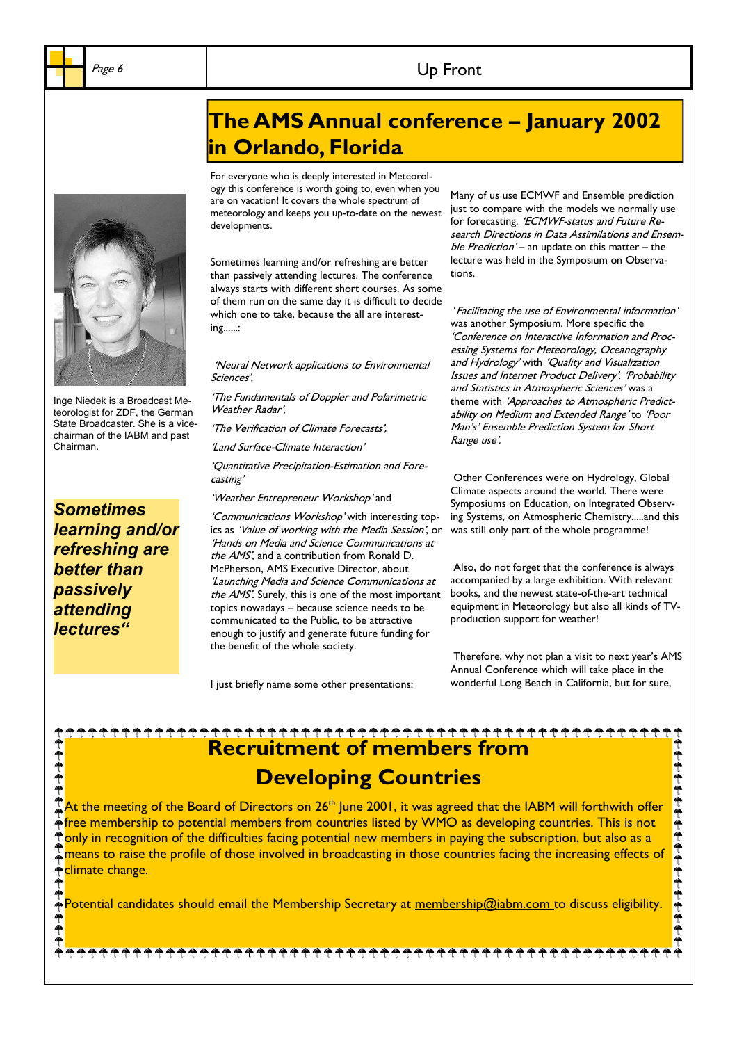# The AMS Annual conference – January 2002 in Orlando, Florida

Inge Niedek is a Broadcast Meteorologist for ZDF, the German State Broadcaster. She is a vice-chairman of the IABM and past Chairman.

**_Sometimes learning and/or refreshing are better than passively attending lectures"_**

For everyone who is deeply interested in Meteorology this conference is worth going to, even when you are on vacation! It covers the whole spectrum of meteorology and keeps you up-to-date on the newest developments.

Sometimes learning and/or refreshing are better than passively attending lectures. The conference always starts with different short courses. As some of them run on the same day it is difficult to decide which one to take, because the all are interesting......:

*'Neural Network applications to Environmental Sciences',*

*'The Fundamentals of Doppler and Polarimetric Weather Radar',*

*'The Verification of Climate Forecasts',*

*'Land Surface-Climate Interaction'*

*'Quantitative Precipitation-Estimation and Forecasting'*

*'Weather Entrepreneur Workshop'* and

*'Communications Workshop'* with interesting topics as *'Value of working with the Media Session'*, or *'Hands on Media and Science Communications at the AMS'*, and a contribution from Ronald D. McPherson, AMS Executive Director, about *'Launching Media and Science Communications at the AMS'*. Surely, this is one of the most important topics nowadays – because science needs to be communicated to the Public, to be attractive enough to justify and generate future funding for the benefit of the whole society.

I just briefly name some other presentations:

Many of us use ECMWF and Ensemble prediction just to compare with the models we normally use for forecasting. *'ECMWF-status and Future Research Directions in Data Assimilations and Ensemble Prediction'* – an update on this matter – the lecture was held in the Symposium on Observations.

*'Facilitating the use of Environmental information'* was another Symposium. More specific the *'Conference on Interactive Information and Processing Systems for Meteorology, Oceanography and Hydrology'* with *'Quality and Visualization Issues and Internet Product Delivery'*. *'Probability and Statistics in Atmospheric Sciences'* was a theme with *'Approaches to Atmospheric Predictability on Medium and Extended Range'* to *'Poor Man's' Ensemble Prediction System for Short Range use'.*

Other Conferences were on Hydrology, Global Climate aspects around the world. There were Symposiums on Education, on Integrated Observing Systems, on Atmospheric Chemistry.....and this was still only part of the whole programme!

Also, do not forget that the conference is always accompanied by a large exhibition. With relevant books, and the newest state-of-the-art technical equipment in Meteorology but also all kinds of TV-production support for weather!

Therefore, why not plan a visit to next year's AMS Annual Conference which will take place in the wonderful Long Beach in California, but for sure,

# Recruitment of members from Developing Countries

At the meeting of the Board of Directors on 26th June 2001, it was agreed that the IABM will forthwith offer free membership to potential members from countries listed by WMO as developing countries. This is not only in recognition of the difficulties facing potential new members in paying the subscription, but also as a means to raise the profile of those involved in broadcasting in those countries facing the increasing effects of climate change.

Potential candidates should email the Membership Secretary at membership@iabm.com to discuss eligibility.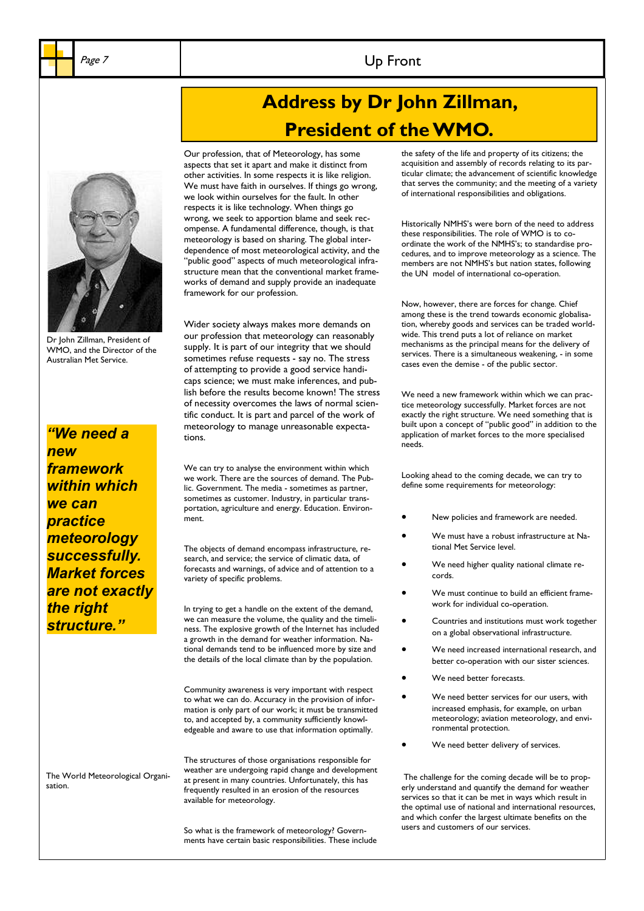# Address by Dr John Zillman, President of the WMO.

Dr John Zillman, President of WMO, and the Director of the Australian Met Service.

***"We need a new framework within which we can practice meteorology successfully. Market forces are not exactly the right structure."***

The World Meteorological Organisation.

Our profession, that of Meteorology, has some aspects that set it apart and make it distinct from other activities. In some respects it is like religion. We must have faith in ourselves. If things go wrong, we look within ourselves for the fault. In other respects it is like technology. When things go wrong, we seek to apportion blame and seek recompense. A fundamental difference, though, is that meteorology is based on sharing. The global interdependence of most meteorological activity, and the "public good" aspects of much meteorological infrastructure mean that the conventional market frameworks of demand and supply provide an inadequate framework for our profession.

Wider society always makes more demands on our profession that meteorology can reasonably supply. It is part of our integrity that we should sometimes refuse requests - say no. The stress of attempting to provide a good service handicaps science; we must make inferences, and publish before the results become known! The stress of necessity overcomes the laws of normal scientific conduct. It is part and parcel of the work of meteorology to manage unreasonable expectations.

We can try to analyse the environment within which we work. There are the sources of demand. The Public. Government. The media - sometimes as partner, sometimes as customer. Industry, in particular transportation, agriculture and energy. Education. Environment.

The objects of demand encompass infrastructure, research, and service; the service of climatic data, of forecasts and warnings, of advice and of attention to a variety of specific problems.

In trying to get a handle on the extent of the demand, we can measure the volume, the quality and the timeliness. The explosive growth of the Internet has included a growth in the demand for weather information. National demands tend to be influenced more by size and the details of the local climate than by the population.

Community awareness is very important with respect to what we can do. Accuracy in the provision of information is only part of our work; it must be transmitted to, and accepted by, a community sufficiently knowledgeable and aware to use that information optimally.

The structures of those organisations responsible for weather are undergoing rapid change and development at present in many countries. Unfortunately, this has frequently resulted in an erosion of the resources available for meteorology.

So what is the framework of meteorology? Governments have certain basic responsibilities. These include the safety of the life and property of its citizens; the acquisition and assembly of records relating to its particular climate; the advancement of scientific knowledge that serves the community; and the meeting of a variety of international responsibilities and obligations.

Historically NMHS's were born of the need to address these responsibilities. The role of WMO is to coordinate the work of the NMHS's; to standardise procedures, and to improve meteorology as a science. The members are not NMHS's but nation states, following the UN model of international co-operation.

Now, however, there are forces for change. Chief among these is the trend towards economic globalisation, whereby goods and services can be traded worldwide. This trend puts a lot of reliance on market mechanisms as the principal means for the delivery of services. There is a simultaneous weakening, - in some cases even the demise - of the public sector.

We need a new framework within which we can practice meteorology successfully. Market forces are not exactly the right structure. We need something that is built upon a concept of "public good" in addition to the application of market forces to the more specialised needs.

Looking ahead to the coming decade, we can try to define some requirements for meteorology:

- New policies and framework are needed.
- We must have a robust infrastructure at National Met Service level.
- We need higher quality national climate records.
- We must continue to build an efficient framework for individual co-operation.
- Countries and institutions must work together on a global observational infrastructure.
- We need increased international research, and better co-operation with our sister sciences.
- We need better forecasts.
- We need better services for our users, with increased emphasis, for example, on urban meteorology; aviation meteorology, and environmental protection.
- We need better delivery of services.

The challenge for the coming decade will be to properly understand and quantify the demand for weather services so that it can be met in ways which result in the optimal use of national and international resources, and which confer the largest ultimate benefits on the users and customers of our services.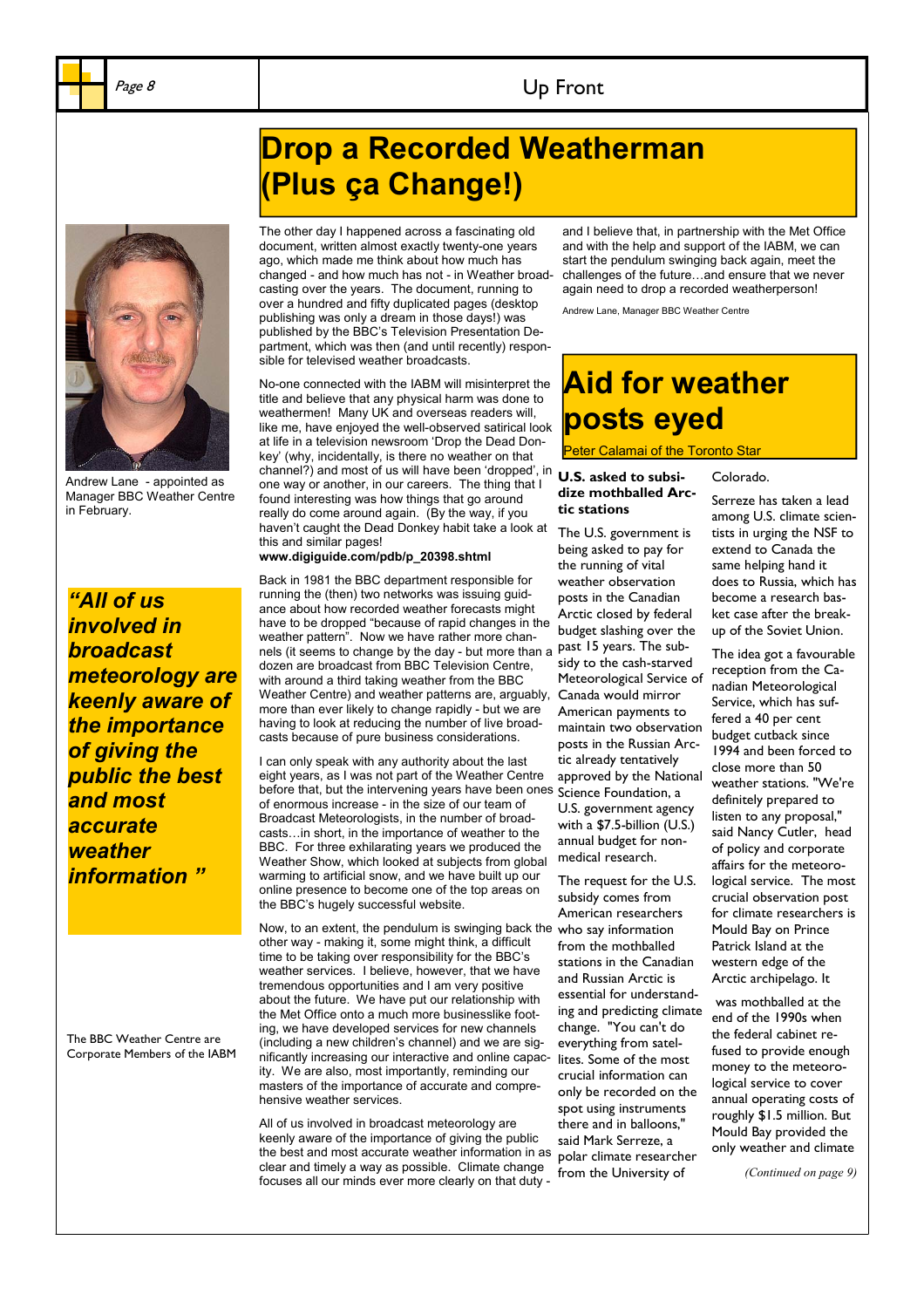# Drop a Recorded Weatherman (Plus ça Change!)

Andrew Lane - appointed as Manager BBC Weather Centre in February.

***"All of us involved in broadcast meteorology are keenly aware of the importance of giving the public the best and most accurate weather information "***

The BBC Weather Centre are Corporate Members of the IABM

The other day I happened across a fascinating old document, written almost exactly twenty-one years ago, which made me think about how much has changed - and how much has not - in Weather broadcasting over the years. The document, running to over a hundred and fifty duplicated pages (desktop publishing was only a dream in those days!) was published by the BBC's Television Presentation Department, which was then (and until recently) responsible for televised weather broadcasts.

No-one connected with the IABM will misinterpret the title and believe that any physical harm was done to weathermen! Many UK and overseas readers will, like me, have enjoyed the well-observed satirical look at life in a television newsroom 'Drop the Dead Donkey' (why, incidentally, is there no weather on that channel?) and most of us will have been 'dropped', in one way or another, in our careers. The thing that I found interesting was how things that go around really do come around again. (By the way, if you haven't caught the Dead Donkey habit take a look at this and similar pages!
**www.digiguide.com/pdb/p_20398.shtml**

Back in 1981 the BBC department responsible for running the (then) two networks was issuing guidance about how recorded weather forecasts might have to be dropped "because of rapid changes in the weather pattern". Now we have rather more channels (it seems to change by the day - but more than a dozen are broadcast from BBC Television Centre, with around a third taking weather from the BBC Weather Centre) and weather patterns are, arguably, more than ever likely to change rapidly - but we are having to look at reducing the number of live broadcasts because of pure business considerations.

I can only speak with any authority about the last eight years, as I was not part of the Weather Centre before that, but the intervening years have been ones of enormous increase - in the size of our team of Broadcast Meteorologists, in the number of broadcasts…in short, in the importance of weather to the BBC. For three exhilarating years we produced the Weather Show, which looked at subjects from global warming to artificial snow, and we have built up our online presence to become one of the top areas on the BBC's hugely successful website.

Now, to an extent, the pendulum is swinging back the other way - making it, some might think, a difficult time to be taking over responsibility for the BBC's weather services. I believe, however, that we have tremendous opportunities and I am very positive about the future. We have put our relationship with the Met Office onto a much more businesslike footing, we have developed services for new channels (including a new children's channel) and we are significantly increasing our interactive and online capacity. We are also, most importantly, reminding our masters of the importance of accurate and comprehensive weather services.

All of us involved in broadcast meteorology are keenly aware of the importance of giving the public the best and most accurate weather information in as clear and timely a way as possible. Climate change focuses all our minds ever more clearly on that duty - and I believe that, in partnership with the Met Office and with the help and support of the IABM, we can start the pendulum swinging back again, meet the challenges of the future…and ensure that we never again need to drop a recorded weatherperson!

Andrew Lane, Manager BBC Weather Centre

# Aid for weather posts eyed

Peter Calamai of the Toronto Star

**U.S. asked to subsidize mothballed Arctic stations**

The U.S. government is being asked to pay for the running of vital weather observation posts in the Canadian Arctic closed by federal budget slashing over the past 15 years. The subsidy to the cash-starved Meteorological Service of Canada would mirror American payments to maintain two observation posts in the Russian Arctic already tentatively approved by the National Science Foundation, a U.S. government agency with a $7.5-billion (U.S.) annual budget for non-medical research.

The request for the U.S. subsidy comes from American researchers who say information from the mothballed stations in the Canadian and Russian Arctic is essential for understanding and predicting climate change. "You can't do everything from satellites. Some of the most crucial information can only be recorded on the spot using instruments there and in balloons," said Mark Serreze, a polar climate researcher from the University of Colorado.

Serreze has taken a lead among U.S. climate scientists in urging the NSF to extend to Canada the same helping hand it does to Russia, which has become a research basket case after the break-up of the Soviet Union.

The idea got a favourable reception from the Canadian Meteorological Service, which has suffered a 40 per cent budget cutback since 1994 and been forced to close more than 50 weather stations. "We're definitely prepared to listen to any proposal," said Nancy Cutler, head of policy and corporate affairs for the meteorological service. The most crucial observation post for climate researchers is Mould Bay on Prince Patrick Island at the western edge of the Arctic archipelago. It was mothballed at the end of the 1990s when the federal cabinet refused to provide enough money to the meteorological service to cover annual operating costs of roughly $1.5 million. But Mould Bay provided the only weather and climate

*(Continued on page 9)*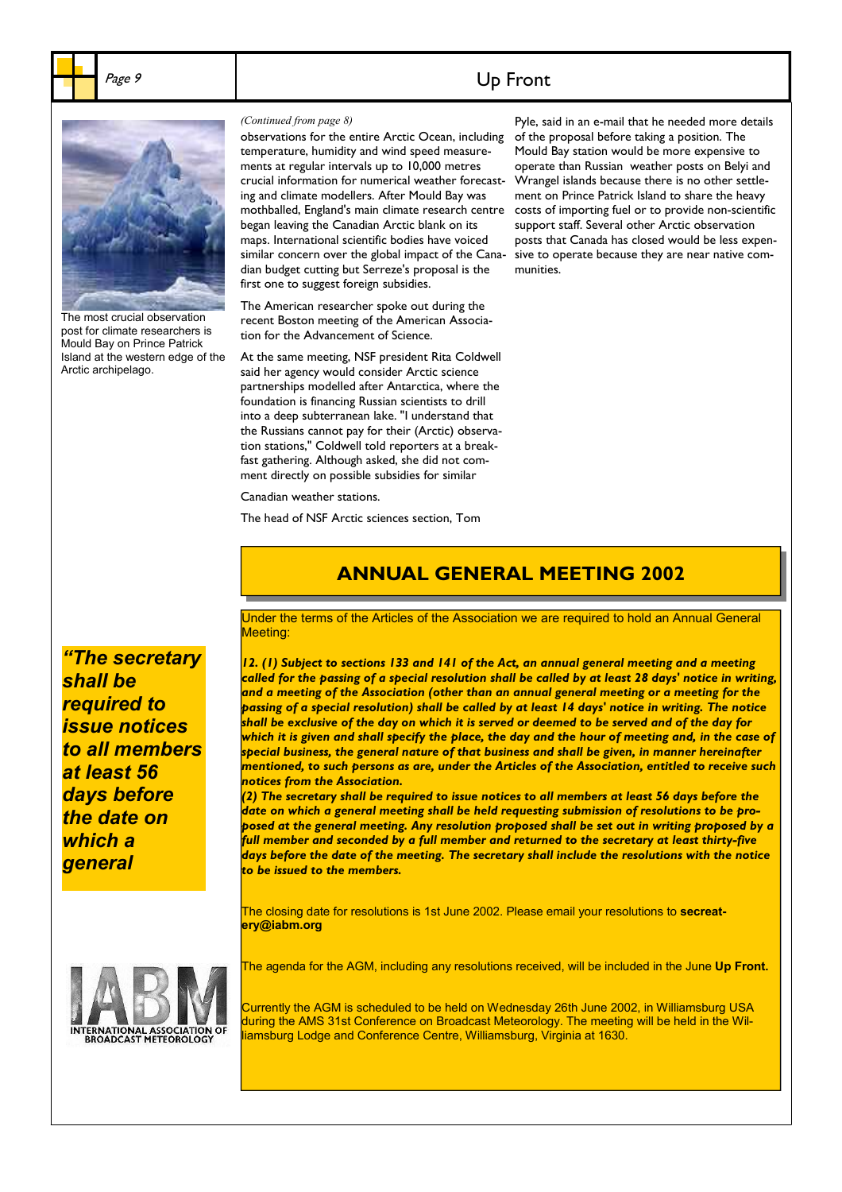*(Continued from page 8)*

observations for the entire Arctic Ocean, including temperature, humidity and wind speed measurements at regular intervals up to 10,000 metres crucial information for numerical weather forecasting and climate modellers. After Mould Bay was mothballed, England's main climate research centre began leaving the Canadian Arctic blank on its maps. International scientific bodies have voiced similar concern over the global impact of the Canadian budget cutting but Serreze's proposal is the first one to suggest foreign subsidies.

The American researcher spoke out during the recent Boston meeting of the American Association for the Advancement of Science.

At the same meeting, NSF president Rita Coldwell said her agency would consider Arctic science partnerships modelled after Antarctica, where the foundation is financing Russian scientists to drill into a deep subterranean lake. "I understand that the Russians cannot pay for their (Arctic) observation stations," Coldwell told reporters at a breakfast gathering. Although asked, she did not comment directly on possible subsidies for similar

Canadian weather stations.

The head of NSF Arctic sciences section, Tom Pyle, said in an e-mail that he needed more details of the proposal before taking a position. The Mould Bay station would be more expensive to operate than Russian weather posts on Belyi and Wrangel islands because there is no other settlement on Prince Patrick Island to share the heavy costs of importing fuel or to provide non-scientific support staff. Several other Arctic observation posts that Canada has closed would be less expensive to operate because they are near native communities.

The most crucial observation post for climate researchers is Mould Bay on Prince Patrick Island at the western edge of the Arctic archipelago.

## ANNUAL GENERAL MEETING 2002

Under the terms of the Articles of the Association we are required to hold an Annual General Meeting:

***12. (1) Subject to sections 133 and 141 of the Act, an annual general meeting and a meeting called for the passing of a special resolution shall be called by at least 28 days' notice in writing, and a meeting of the Association (other than an annual general meeting or a meeting for the passing of a special resolution) shall be called by at least 14 days' notice in writing. The notice shall be exclusive of the day on which it is served or deemed to be served and of the day for which it is given and shall specify the place, the day and the hour of meeting and, in the case of special business, the general nature of that business and shall be given, in manner hereinafter mentioned, to such persons as are, under the Articles of the Association, entitled to receive such notices from the Association.***

***(2) The secretary shall be required to issue notices to all members at least 56 days before the date on which a general meeting shall be held requesting submission of resolutions to be proposed at the general meeting. Any resolution proposed shall be set out in writing proposed by a full member and seconded by a full member and returned to the secretary at least thirty-five days before the date of the meeting. The secretary shall include the resolutions with the notice to be issued to the members.***

***"The secretary shall be required to issue notices to all members at least 56 days before the date on which a general***

The closing date for resolutions is 1st June 2002. Please email your resolutions to **secreatery@iabm.org**

The agenda for the AGM, including any resolutions received, will be included in the June **Up Front.**

Currently the AGM is scheduled to be held on Wednesday 26th June 2002, in Williamsburg USA during the AMS 31st Conference on Broadcast Meteorology. The meeting will be held in the Williamsburg Lodge and Conference Centre, Williamsburg, Virginia at 1630.

IABM
INTERNATIONAL ASSOCIATION OF BROADCAST METEOROLOGY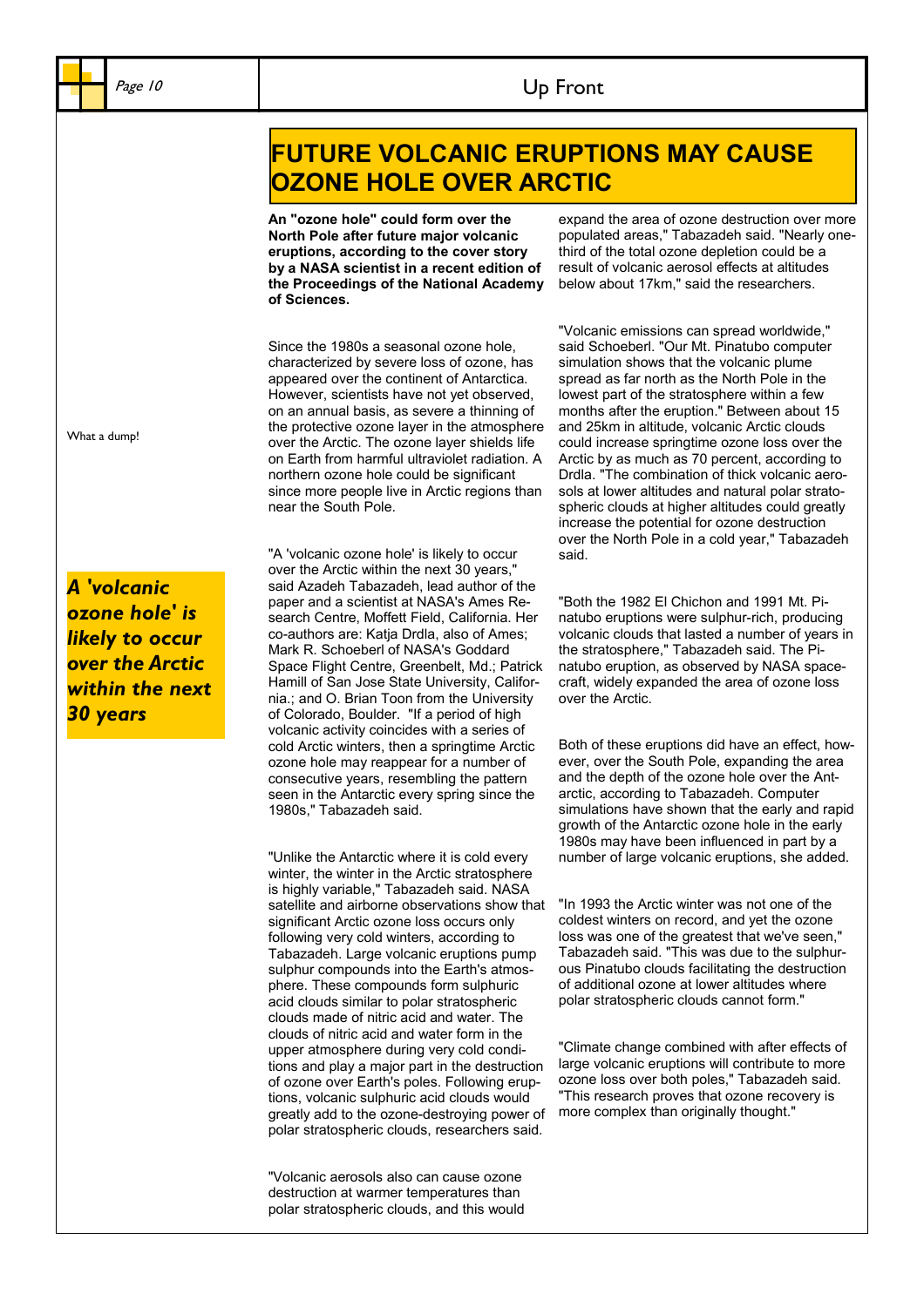# FUTURE VOLCANIC ERUPTIONS MAY CAUSE OZONE HOLE OVER ARCTIC

What a dump!

**An "ozone hole" could form over the North Pole after future major volcanic eruptions, according to the cover story by a NASA scientist in a recent edition of the Proceedings of the National Academy of Sciences.**

Since the 1980s a seasonal ozone hole, characterized by severe loss of ozone, has appeared over the continent of Antarctica. However, scientists have not yet observed, on an annual basis, as severe a thinning of the protective ozone layer in the atmosphere over the Arctic. The ozone layer shields life on Earth from harmful ultraviolet radiation. A northern ozone hole could be significant since more people live in Arctic regions than near the South Pole.

***A 'volcanic ozone hole' is likely to occur over the Arctic within the next 30 years***

"A 'volcanic ozone hole' is likely to occur over the Arctic within the next 30 years," said Azadeh Tabazadeh, lead author of the paper and a scientist at NASA's Ames Research Centre, Moffett Field, California. Her co-authors are: Katja Drdla, also of Ames; Mark R. Schoeberl of NASA's Goddard Space Flight Centre, Greenbelt, Md.; Patrick Hamill of San Jose State University, California.; and O. Brian Toon from the University of Colorado, Boulder. "If a period of high volcanic activity coincides with a series of cold Arctic winters, then a springtime Arctic ozone hole may reappear for a number of consecutive years, resembling the pattern seen in the Antarctic every spring since the 1980s," Tabazadeh said.

"Unlike the Antarctic where it is cold every winter, the winter in the Arctic stratosphere is highly variable," Tabazadeh said. NASA satellite and airborne observations show that significant Arctic ozone loss occurs only following very cold winters, according to Tabazadeh. Large volcanic eruptions pump sulphur compounds into the Earth's atmosphere. These compounds form sulphuric acid clouds similar to polar stratospheric clouds made of nitric acid and water. The clouds of nitric acid and water form in the upper atmosphere during very cold conditions and play a major part in the destruction of ozone over Earth's poles. Following eruptions, volcanic sulphuric acid clouds would greatly add to the ozone-destroying power of polar stratospheric clouds, researchers said.

"Volcanic aerosols also can cause ozone destruction at warmer temperatures than polar stratospheric clouds, and this would expand the area of ozone destruction over more populated areas," Tabazadeh said. "Nearly one-third of the total ozone depletion could be a result of volcanic aerosol effects at altitudes below about 17km," said the researchers.

"Volcanic emissions can spread worldwide," said Schoeberl. "Our Mt. Pinatubo computer simulation shows that the volcanic plume spread as far north as the North Pole in the lowest part of the stratosphere within a few months after the eruption." Between about 15 and 25km in altitude, volcanic Arctic clouds could increase springtime ozone loss over the Arctic by as much as 70 percent, according to Drdla. "The combination of thick volcanic aerosols at lower altitudes and natural polar stratospheric clouds at higher altitudes could greatly increase the potential for ozone destruction over the North Pole in a cold year," Tabazadeh said.

"Both the 1982 El Chichon and 1991 Mt. Pinatubo eruptions were sulphur-rich, producing volcanic clouds that lasted a number of years in the stratosphere," Tabazadeh said. The Pinatubo eruption, as observed by NASA spacecraft, widely expanded the area of ozone loss over the Arctic.

Both of these eruptions did have an effect, however, over the South Pole, expanding the area and the depth of the ozone hole over the Antarctic, according to Tabazadeh. Computer simulations have shown that the early and rapid growth of the Antarctic ozone hole in the early 1980s may have been influenced in part by a number of large volcanic eruptions, she added.

"In 1993 the Arctic winter was not one of the coldest winters on record, and yet the ozone loss was one of the greatest that we've seen," Tabazadeh said. "This was due to the sulphurous Pinatubo clouds facilitating the destruction of additional ozone at lower altitudes where polar stratospheric clouds cannot form."

"Climate change combined with after effects of large volcanic eruptions will contribute to more ozone loss over both poles," Tabazadeh said. "This research proves that ozone recovery is more complex than originally thought."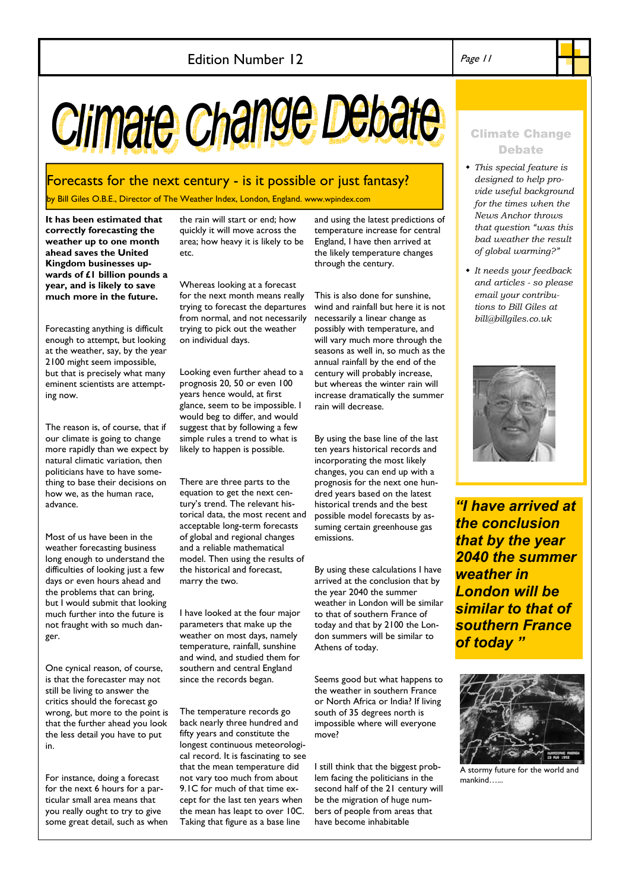# Climate Change Debate

## Forecasts for the next century - is it possible or just fantasy?

by Bill Giles O.B.E., Director of The Weather Index, London, England. www.wpindex.com

**It has been estimated that correctly forecasting the weather up to one month ahead saves the United Kingdom businesses upwards of £1 billion pounds a year, and is likely to save much more in the future.**

Forecasting anything is difficult enough to attempt, but looking at the weather, say, by the year 2100 might seem impossible, but that is precisely what many eminent scientists are attempting now.

The reason is, of course, that if our climate is going to change more rapidly than we expect by natural climatic variation, then politicians have to have something to base their decisions on how we, as the human race, advance.

Most of us have been in the weather forecasting business long enough to understand the difficulties of looking just a few days or even hours ahead and the problems that can bring, but I would submit that looking much further into the future is not fraught with so much danger.

One cynical reason, of course, is that the forecaster may not still be living to answer the critics should the forecast go wrong, but more to the point is that the further ahead you look the less detail you have to put in.

For instance, doing a forecast for the next 6 hours for a particular small area means that you really ought to try to give some great detail, such as when the rain will start or end; how quickly it will move across the area; how heavy it is likely to be etc.

Whereas looking at a forecast for the next month means really trying to forecast the departures from normal, and not necessarily trying to pick out the weather on individual days.

Looking even further ahead to a prognosis 20, 50 or even 100 years hence would, at first glance, seem to be impossible. I would beg to differ, and would suggest that by following a few simple rules a trend to what is likely to happen is possible.

There are three parts to the equation to get the next century's trend. The relevant historical data, the most recent and acceptable long-term forecasts of global and regional changes and a reliable mathematical model. Then using the results of the historical and forecast, marry the two.

I have looked at the four major parameters that make up the weather on most days, namely temperature, rainfall, sunshine and wind, and studied them for southern and central England since the records began.

The temperature records go back nearly three hundred and fifty years and constitute the longest continuous meteorological record. It is fascinating to see that the mean temperature did not vary too much from about 9.1C for much of that time except for the last ten years when the mean has leapt to over 10C. Taking that figure as a base line and using the latest predictions of temperature increase for central England, I have then arrived at the likely temperature changes through the century.

This is also done for sunshine, wind and rainfall but here it is not necessarily a linear change as possibly with temperature, and will vary much more through the seasons as well in, so much as the annual rainfall by the end of the century will probably increase, but whereas the winter rain will increase dramatically the summer rain will decrease.

By using the base line of the last ten years historical records and incorporating the most likely changes, you can end up with a prognosis for the next one hundred years based on the latest historical trends and the best possible model forecasts by assuming certain greenhouse gas emissions.

By using these calculations I have arrived at the conclusion that by the year 2040 the summer weather in London will be similar to that of southern France of today and that by 2100 the London summers will be similar to Athens of today.

Seems good but what happens to the weather in southern France or North Africa or India? If living south of 35 degrees north is impossible where will everyone move?

I still think that the biggest problem facing the politicians in the second half of the 21 century will be the migration of huge numbers of people from areas that have become inhabitable

---

### Climate Change Debate

- *This special feature is designed to help provide useful background for the times when the News Anchor throws that question "was this bad weather the result of global warming?"*
- *It needs your feedback and articles - so please email your contributions to Bill Giles at bill@billgiles.co.uk*

***"I have arrived at the conclusion that by the year 2040 the summer weather in London will be similar to that of southern France of today "***

A stormy future for the world and mankind…...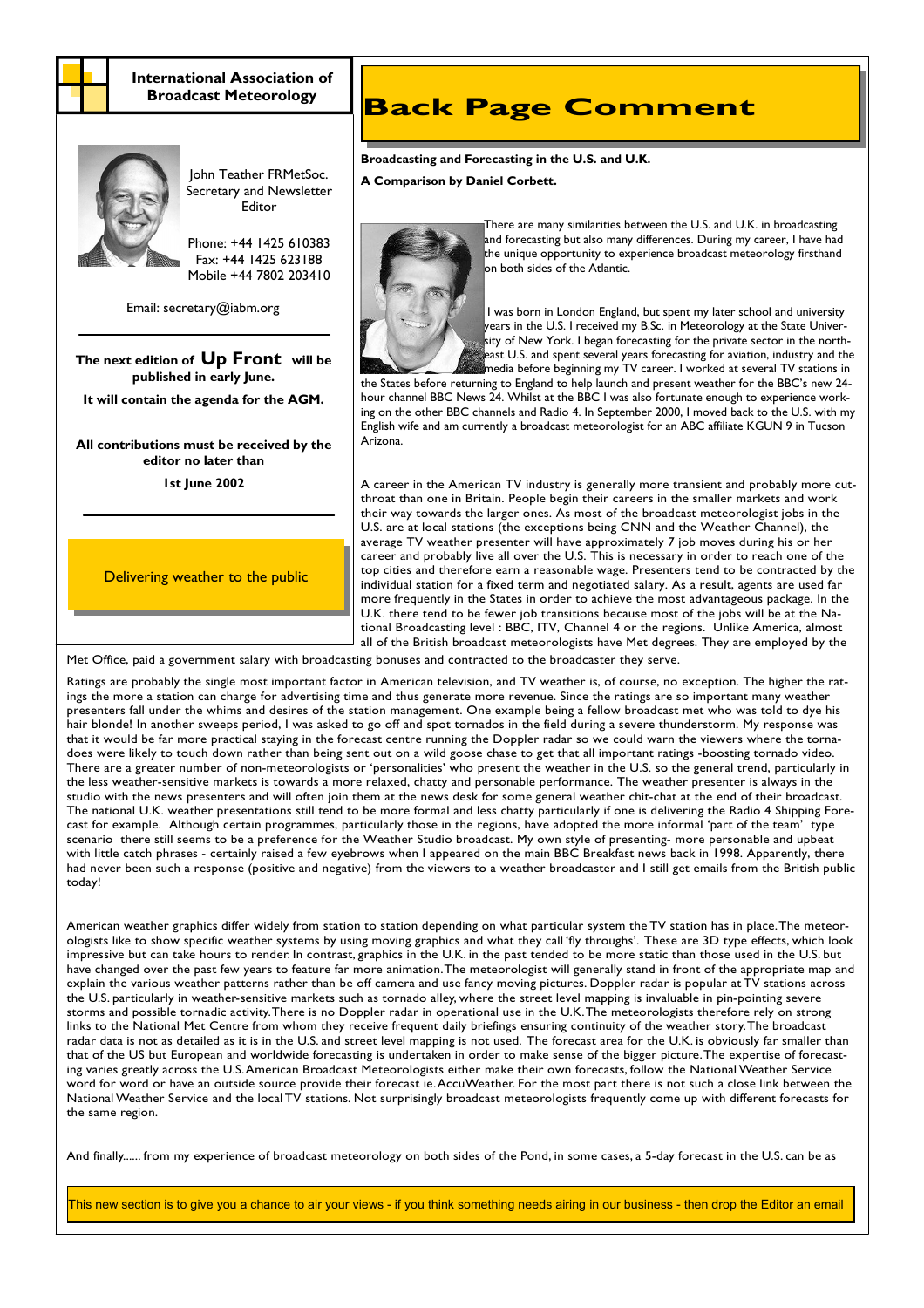**International Association of Broadcast Meteorology**

John Teather FRMetSoc.
Secretary and Newsletter Editor

Phone: +44 1425 610383
Fax: +44 1425 623188
Mobile +44 7802 203410

Email: secretary@iabm.org

**The next edition of Up Front will be published in early June.**

**It will contain the agenda for the AGM.**

**All contributions must be received by the editor no later than**

**1st June 2002**

Delivering weather to the public

# Back Page Comment

**Broadcasting and Forecasting in the U.S. and U.K.**

**A Comparison by Daniel Corbett.**

There are many similarities between the U.S. and U.K. in broadcasting and forecasting but also many differences. During my career, I have had the unique opportunity to experience broadcast meteorology firsthand on both sides of the Atlantic.

I was born in London England, but spent my later school and university years in the U.S. I received my B.Sc. in Meteorology at the State University of New York. I began forecasting for the private sector in the northeast U.S. and spent several years forecasting for aviation, industry and the media before beginning my TV career. I worked at several TV stations in the States before returning to England to help launch and present weather for the BBC's new 24-hour channel BBC News 24. Whilst at the BBC I was also fortunate enough to experience working on the other BBC channels and Radio 4. In September 2000, I moved back to the U.S. with my English wife and am currently a broadcast meteorologist for an ABC affiliate KGUN 9 in Tucson Arizona.

A career in the American TV industry is generally more transient and probably more cut-throat than one in Britain. People begin their careers in the smaller markets and work their way towards the larger ones. As most of the broadcast meteorologist jobs in the U.S. are at local stations (the exceptions being CNN and the Weather Channel), the average TV weather presenter will have approximately 7 job moves during his or her career and probably live all over the U.S. This is necessary in order to reach one of the top cities and therefore earn a reasonable wage. Presenters tend to be contracted by the individual station for a fixed term and negotiated salary. As a result, agents are used far more frequently in the States in order to achieve the most advantageous package. In the U.K. there tend to be fewer job transitions because most of the jobs will be at the National Broadcasting level : BBC, ITV, Channel 4 or the regions. Unlike America, almost all of the British broadcast meteorologists have Met degrees. They are employed by the Met Office, paid a government salary with broadcasting bonuses and contracted to the broadcaster they serve.

Ratings are probably the single most important factor in American television, and TV weather is, of course, no exception. The higher the ratings the more a station can charge for advertising time and thus generate more revenue. Since the ratings are so important many weather presenters fall under the whims and desires of the station management. One example being a fellow broadcast met who was told to dye his hair blonde! In another sweeps period, I was asked to go off and spot tornados in the field during a severe thunderstorm. My response was that it would be far more practical staying in the forecast centre running the Doppler radar so we could warn the viewers where the tornadoes were likely to touch down rather than being sent out on a wild goose chase to get that all important ratings -boosting tornado video. There are a greater number of non-meteorologists or 'personalities' who present the weather in the U.S. so the general trend, particularly in the less weather-sensitive markets is towards a more relaxed, chatty and personable performance. The weather presenter is always in the studio with the news presenters and will often join them at the news desk for some general weather chit-chat at the end of their broadcast. The national U.K. weather presentations still tend to be more formal and less chatty particularly if one is delivering the Radio 4 Shipping Forecast for example. Although certain programmes, particularly those in the regions, have adopted the more informal 'part of the team' type scenario there still seems to be a preference for the Weather Studio broadcast. My own style of presenting- more personable and upbeat with little catch phrases - certainly raised a few eyebrows when I appeared on the main BBC Breakfast news back in 1998. Apparently, there had never been such a response (positive and negative) from the viewers to a weather broadcaster and I still get emails from the British public today!

American weather graphics differ widely from station to station depending on what particular system the TV station has in place. The meteorologists like to show specific weather systems by using moving graphics and what they call 'fly throughs'. These are 3D type effects, which look impressive but can take hours to render. In contrast, graphics in the U.K. in the past tended to be more static than those used in the U.S. but have changed over the past few years to feature far more animation. The meteorologist will generally stand in front of the appropriate map and explain the various weather patterns rather than be off camera and use fancy moving pictures. Doppler radar is popular at TV stations across the U.S. particularly in weather-sensitive markets such as tornado alley, where the street level mapping is invaluable in pin-pointing severe storms and possible tornadic activity. There is no Doppler radar in operational use in the U.K. The meteorologists therefore rely on strong links to the National Met Centre from whom they receive frequent daily briefings ensuring continuity of the weather story. The broadcast radar data is not as detailed as it is in the U.S. and street level mapping is not used. The forecast area for the U.K. is obviously far smaller than that of the US but European and worldwide forecasting is undertaken in order to make sense of the bigger picture. The expertise of forecasting varies greatly across the U.S. American Broadcast Meteorologists either make their own forecasts, follow the National Weather Service word for word or have an outside source provide their forecast ie. AccuWeather. For the most part there is not such a close link between the National Weather Service and the local TV stations. Not surprisingly broadcast meteorologists frequently come up with different forecasts for the same region.

And finally...... from my experience of broadcast meteorology on both sides of the Pond, in some cases, a 5-day forecast in the U.S. can be as

This new section is to give you a chance to air your views - if you think something needs airing in our business - then drop the Editor an email